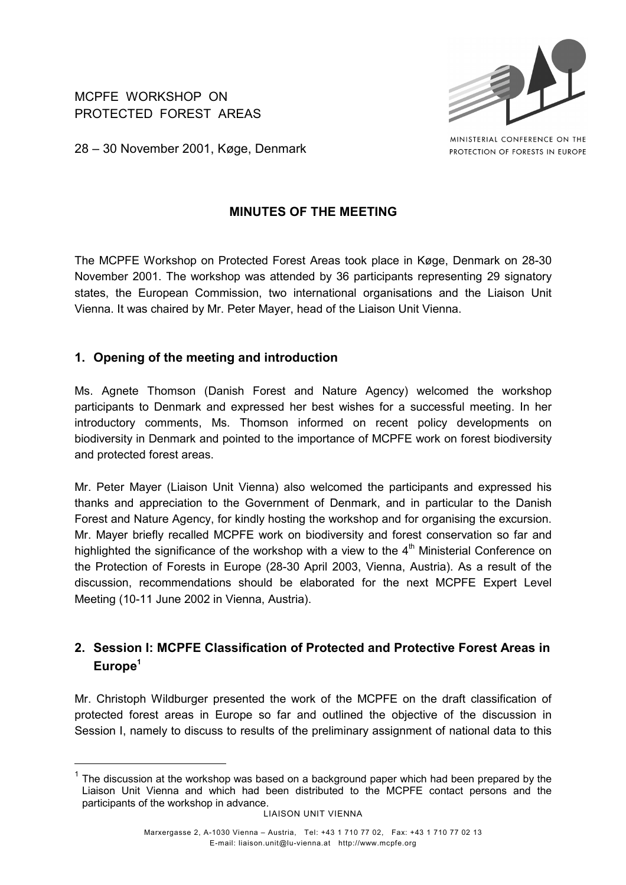MCPFE WORKSHOP ON
PROTECTED FOREST AREAS

28 – 30 November 2001, Køge, Denmark

MINISTERIAL CONFERENCE ON THE PROTECTION OF FORESTS IN EUROPE

## MINUTES OF THE MEETING

The MCPFE Workshop on Protected Forest Areas took place in Køge, Denmark on 28-30 November 2001. The workshop was attended by 36 participants representing 29 signatory states, the European Commission, two international organisations and the Liaison Unit Vienna. It was chaired by Mr. Peter Mayer, head of the Liaison Unit Vienna.

## 1. Opening of the meeting and introduction

Ms. Agnete Thomson (Danish Forest and Nature Agency) welcomed the workshop participants to Denmark and expressed her best wishes for a successful meeting. In her introductory comments, Ms. Thomson informed on recent policy developments on biodiversity in Denmark and pointed to the importance of MCPFE work on forest biodiversity and protected forest areas.

Mr. Peter Mayer (Liaison Unit Vienna) also welcomed the participants and expressed his thanks and appreciation to the Government of Denmark, and in particular to the Danish Forest and Nature Agency, for kindly hosting the workshop and for organising the excursion. Mr. Mayer briefly recalled MCPFE work on biodiversity and forest conservation so far and highlighted the significance of the workshop with a view to the 4th Ministerial Conference on the Protection of Forests in Europe (28-30 April 2003, Vienna, Austria). As a result of the discussion, recommendations should be elaborated for the next MCPFE Expert Level Meeting (10-11 June 2002 in Vienna, Austria).

## 2. Session I: MCPFE Classification of Protected and Protective Forest Areas in Europe[1]

Mr. Christoph Wildburger presented the work of the MCPFE on the draft classification of protected forest areas in Europe so far and outlined the objective of the discussion in Session I, namely to discuss to results of the preliminary assignment of national data to this

[1] The discussion at the workshop was based on a background paper which had been prepared by the Liaison Unit Vienna and which had been distributed to the MCPFE contact persons and the participants of the workshop in advance.

LIAISON UNIT VIENNA

Marxergasse 2, A-1030 Vienna – Austria, Tel: +43 1 710 77 02, Fax: +43 1 710 77 02 13
E-mail: liaison.unit@lu-vienna.at http://www.mcpfe.org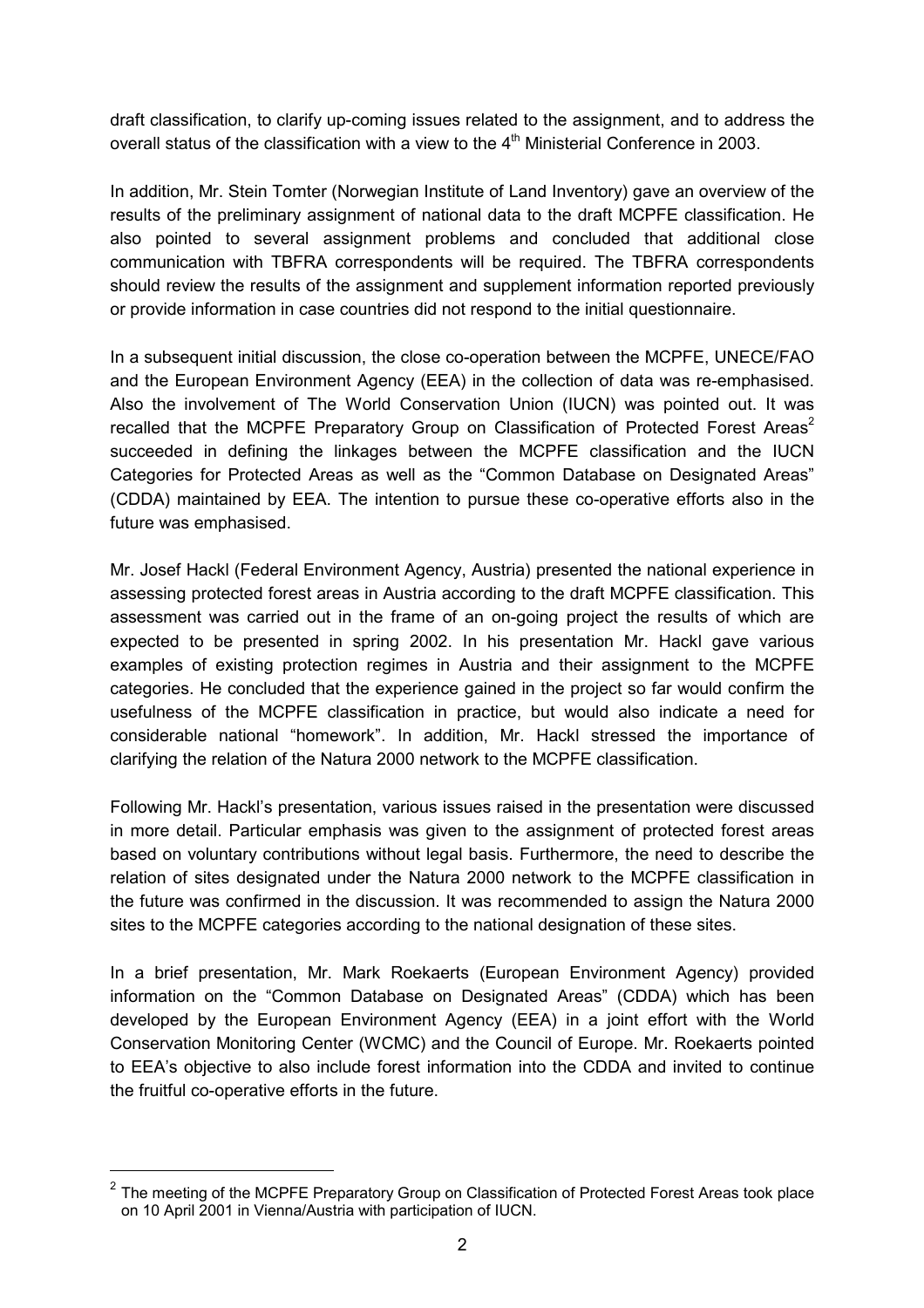draft classification, to clarify up-coming issues related to the assignment, and to address the overall status of the classification with a view to the 4$^{th}$ Ministerial Conference in 2003.

In addition, Mr. Stein Tomter (Norwegian Institute of Land Inventory) gave an overview of the results of the preliminary assignment of national data to the draft MCPFE classification. He also pointed to several assignment problems and concluded that additional close communication with TBFRA correspondents will be required. The TBFRA correspondents should review the results of the assignment and supplement information reported previously or provide information in case countries did not respond to the initial questionnaire.

In a subsequent initial discussion, the close co-operation between the MCPFE, UNECE/FAO and the European Environment Agency (EEA) in the collection of data was re-emphasised. Also the involvement of The World Conservation Union (IUCN) was pointed out. It was recalled that the MCPFE Preparatory Group on Classification of Protected Forest Areas[2] succeeded in defining the linkages between the MCPFE classification and the IUCN Categories for Protected Areas as well as the "Common Database on Designated Areas" (CDDA) maintained by EEA. The intention to pursue these co-operative efforts also in the future was emphasised.

Mr. Josef Hackl (Federal Environment Agency, Austria) presented the national experience in assessing protected forest areas in Austria according to the draft MCPFE classification. This assessment was carried out in the frame of an on-going project the results of which are expected to be presented in spring 2002. In his presentation Mr. Hackl gave various examples of existing protection regimes in Austria and their assignment to the MCPFE categories. He concluded that the experience gained in the project so far would confirm the usefulness of the MCPFE classification in practice, but would also indicate a need for considerable national "homework". In addition, Mr. Hackl stressed the importance of clarifying the relation of the Natura 2000 network to the MCPFE classification.

Following Mr. Hackl's presentation, various issues raised in the presentation were discussed in more detail. Particular emphasis was given to the assignment of protected forest areas based on voluntary contributions without legal basis. Furthermore, the need to describe the relation of sites designated under the Natura 2000 network to the MCPFE classification in the future was confirmed in the discussion. It was recommended to assign the Natura 2000 sites to the MCPFE categories according to the national designation of these sites.

In a brief presentation, Mr. Mark Roekaerts (European Environment Agency) provided information on the "Common Database on Designated Areas" (CDDA) which has been developed by the European Environment Agency (EEA) in a joint effort with the World Conservation Monitoring Center (WCMC) and the Council of Europe. Mr. Roekaerts pointed to EEA's objective to also include forest information into the CDDA and invited to continue the fruitful co-operative efforts in the future.

---

[2] The meeting of the MCPFE Preparatory Group on Classification of Protected Forest Areas took place on 10 April 2001 in Vienna/Austria with participation of IUCN.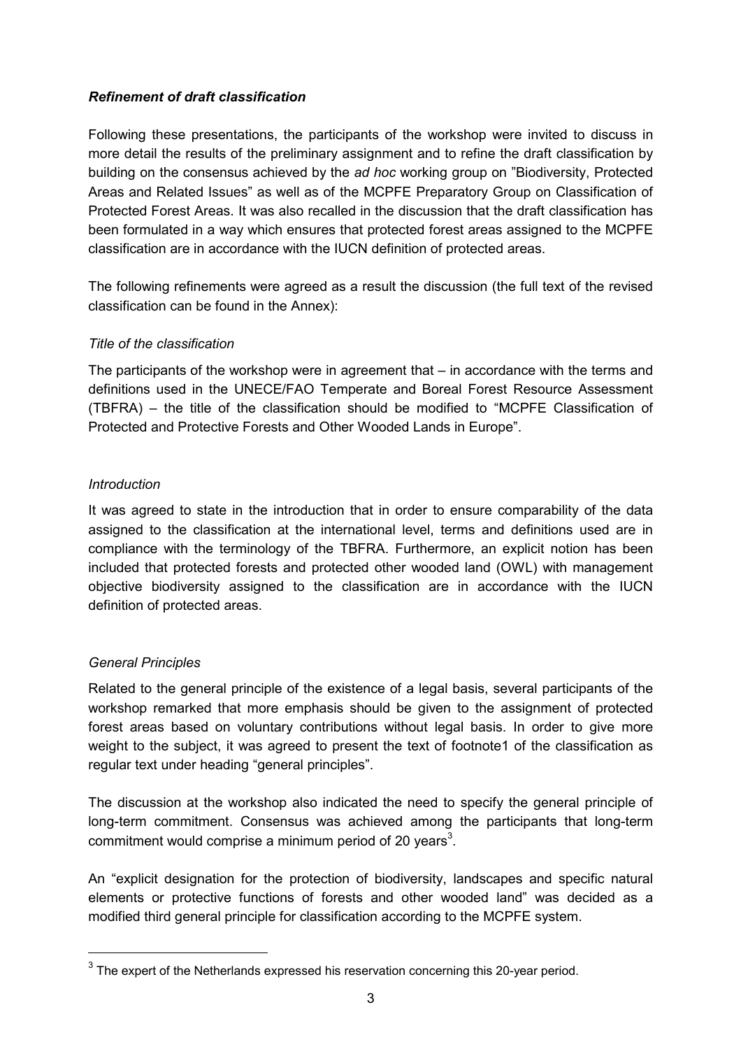### *Refinement of draft classification*

Following these presentations, the participants of the workshop were invited to discuss in more detail the results of the preliminary assignment and to refine the draft classification by building on the consensus achieved by the *ad hoc* working group on "Biodiversity, Protected Areas and Related Issues" as well as of the MCPFE Preparatory Group on Classification of Protected Forest Areas. It was also recalled in the discussion that the draft classification has been formulated in a way which ensures that protected forest areas assigned to the MCPFE classification are in accordance with the IUCN definition of protected areas.

The following refinements were agreed as a result the discussion (the full text of the revised classification can be found in the Annex):

*Title of the classification*

The participants of the workshop were in agreement that – in accordance with the terms and definitions used in the UNECE/FAO Temperate and Boreal Forest Resource Assessment (TBFRA) – the title of the classification should be modified to "MCPFE Classification of Protected and Protective Forests and Other Wooded Lands in Europe".

*Introduction*

It was agreed to state in the introduction that in order to ensure comparability of the data assigned to the classification at the international level, terms and definitions used are in compliance with the terminology of the TBFRA. Furthermore, an explicit notion has been included that protected forests and protected other wooded land (OWL) with management objective biodiversity assigned to the classification are in accordance with the IUCN definition of protected areas.

*General Principles*

Related to the general principle of the existence of a legal basis, several participants of the workshop remarked that more emphasis should be given to the assignment of protected forest areas based on voluntary contributions without legal basis. In order to give more weight to the subject, it was agreed to present the text of footnote1 of the classification as regular text under heading "general principles".

The discussion at the workshop also indicated the need to specify the general principle of long-term commitment. Consensus was achieved among the participants that long-term commitment would comprise a minimum period of 20 years[3].

An "explicit designation for the protection of biodiversity, landscapes and specific natural elements or protective functions of forests and other wooded land" was decided as a modified third general principle for classification according to the MCPFE system.

---

[3] The expert of the Netherlands expressed his reservation concerning this 20-year period.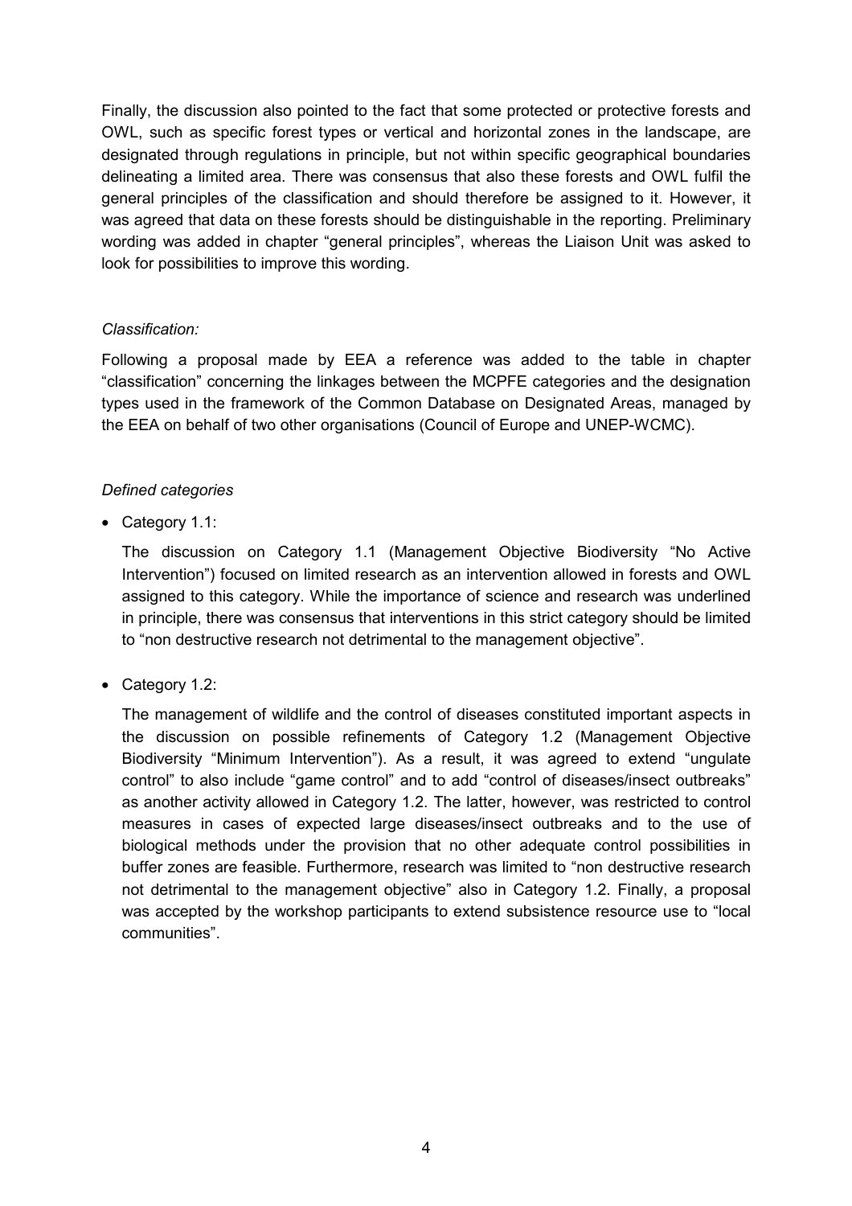Finally, the discussion also pointed to the fact that some protected or protective forests and OWL, such as specific forest types or vertical and horizontal zones in the landscape, are designated through regulations in principle, but not within specific geographical boundaries delineating a limited area. There was consensus that also these forests and OWL fulfil the general principles of the classification and should therefore be assigned to it. However, it was agreed that data on these forests should be distinguishable in the reporting. Preliminary wording was added in chapter "general principles", whereas the Liaison Unit was asked to look for possibilities to improve this wording.

*Classification:*

Following a proposal made by EEA a reference was added to the table in chapter "classification" concerning the linkages between the MCPFE categories and the designation types used in the framework of the Common Database on Designated Areas, managed by the EEA on behalf of two other organisations (Council of Europe and UNEP-WCMC).

*Defined categories*

- Category 1.1:

  The discussion on Category 1.1 (Management Objective Biodiversity "No Active Intervention") focused on limited research as an intervention allowed in forests and OWL assigned to this category. While the importance of science and research was underlined in principle, there was consensus that interventions in this strict category should be limited to "non destructive research not detrimental to the management objective".

- Category 1.2:

  The management of wildlife and the control of diseases constituted important aspects in the discussion on possible refinements of Category 1.2 (Management Objective Biodiversity "Minimum Intervention"). As a result, it was agreed to extend "ungulate control" to also include "game control" and to add "control of diseases/insect outbreaks" as another activity allowed in Category 1.2. The latter, however, was restricted to control measures in cases of expected large diseases/insect outbreaks and to the use of biological methods under the provision that no other adequate control possibilities in buffer zones are feasible. Furthermore, research was limited to "non destructive research not detrimental to the management objective" also in Category 1.2. Finally, a proposal was accepted by the workshop participants to extend subsistence resource use to "local communities".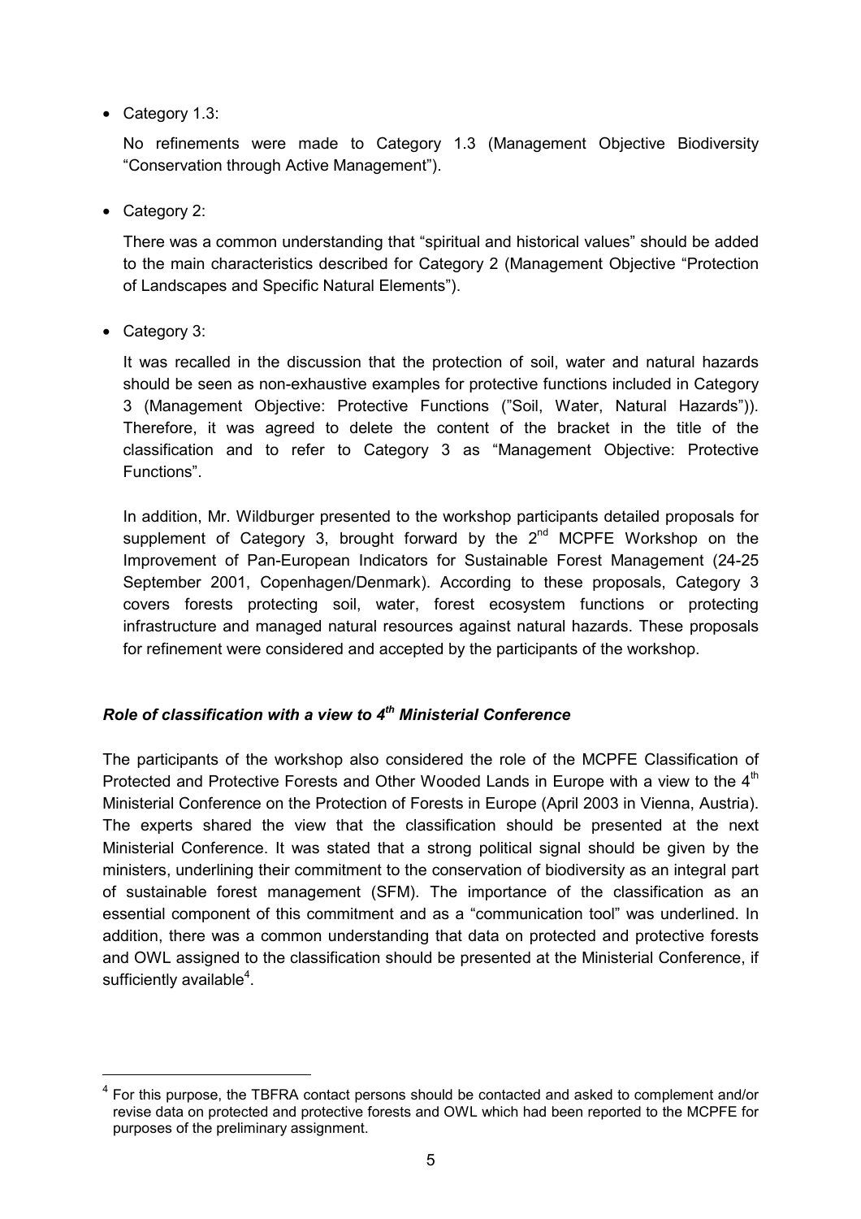- Category 1.3:

  No refinements were made to Category 1.3 (Management Objective Biodiversity "Conservation through Active Management").

- Category 2:

  There was a common understanding that "spiritual and historical values" should be added to the main characteristics described for Category 2 (Management Objective "Protection of Landscapes and Specific Natural Elements").

- Category 3:

  It was recalled in the discussion that the protection of soil, water and natural hazards should be seen as non-exhaustive examples for protective functions included in Category 3 (Management Objective: Protective Functions ("Soil, Water, Natural Hazards")). Therefore, it was agreed to delete the content of the bracket in the title of the classification and to refer to Category 3 as "Management Objective: Protective Functions".

  In addition, Mr. Wildburger presented to the workshop participants detailed proposals for supplement of Category 3, brought forward by the 2nd MCPFE Workshop on the Improvement of Pan-European Indicators for Sustainable Forest Management (24-25 September 2001, Copenhagen/Denmark). According to these proposals, Category 3 covers forests protecting soil, water, forest ecosystem functions or protecting infrastructure and managed natural resources against natural hazards. These proposals for refinement were considered and accepted by the participants of the workshop.

### *Role of classification with a view to 4th Ministerial Conference*

The participants of the workshop also considered the role of the MCPFE Classification of Protected and Protective Forests and Other Wooded Lands in Europe with a view to the 4th Ministerial Conference on the Protection of Forests in Europe (April 2003 in Vienna, Austria). The experts shared the view that the classification should be presented at the next Ministerial Conference. It was stated that a strong political signal should be given by the ministers, underlining their commitment to the conservation of biodiversity as an integral part of sustainable forest management (SFM). The importance of the classification as an essential component of this commitment and as a "communication tool" was underlined. In addition, there was a common understanding that data on protected and protective forests and OWL assigned to the classification should be presented at the Ministerial Conference, if sufficiently available[4].

---

[4] For this purpose, the TBFRA contact persons should be contacted and asked to complement and/or revise data on protected and protective forests and OWL which had been reported to the MCPFE for purposes of the preliminary assignment.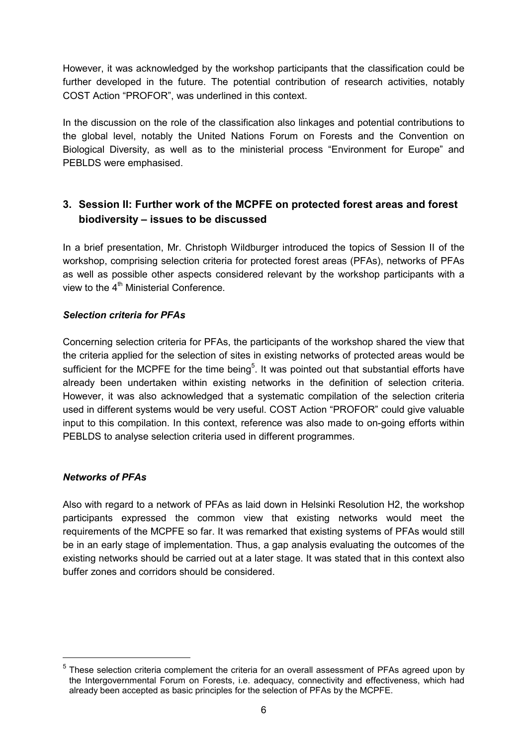However, it was acknowledged by the workshop participants that the classification could be further developed in the future. The potential contribution of research activities, notably COST Action "PROFOR", was underlined in this context.

In the discussion on the role of the classification also linkages and potential contributions to the global level, notably the United Nations Forum on Forests and the Convention on Biological Diversity, as well as to the ministerial process "Environment for Europe" and PEBLDS were emphasised.

## 3. Session II: Further work of the MCPFE on protected forest areas and forest biodiversity – issues to be discussed

In a brief presentation, Mr. Christoph Wildburger introduced the topics of Session II of the workshop, comprising selection criteria for protected forest areas (PFAs), networks of PFAs as well as possible other aspects considered relevant by the workshop participants with a view to the 4th Ministerial Conference.

### *Selection criteria for PFAs*

Concerning selection criteria for PFAs, the participants of the workshop shared the view that the criteria applied for the selection of sites in existing networks of protected areas would be sufficient for the MCPFE for the time being[5]. It was pointed out that substantial efforts have already been undertaken within existing networks in the definition of selection criteria. However, it was also acknowledged that a systematic compilation of the selection criteria used in different systems would be very useful. COST Action "PROFOR" could give valuable input to this compilation. In this context, reference was also made to on-going efforts within PEBLDS to analyse selection criteria used in different programmes.

### *Networks of PFAs*

Also with regard to a network of PFAs as laid down in Helsinki Resolution H2, the workshop participants expressed the common view that existing networks would meet the requirements of the MCPFE so far. It was remarked that existing systems of PFAs would still be in an early stage of implementation. Thus, a gap analysis evaluating the outcomes of the existing networks should be carried out at a later stage. It was stated that in this context also buffer zones and corridors should be considered.

---

[5] These selection criteria complement the criteria for an overall assessment of PFAs agreed upon by the Intergovernmental Forum on Forests, i.e. adequacy, connectivity and effectiveness, which had already been accepted as basic principles for the selection of PFAs by the MCPFE.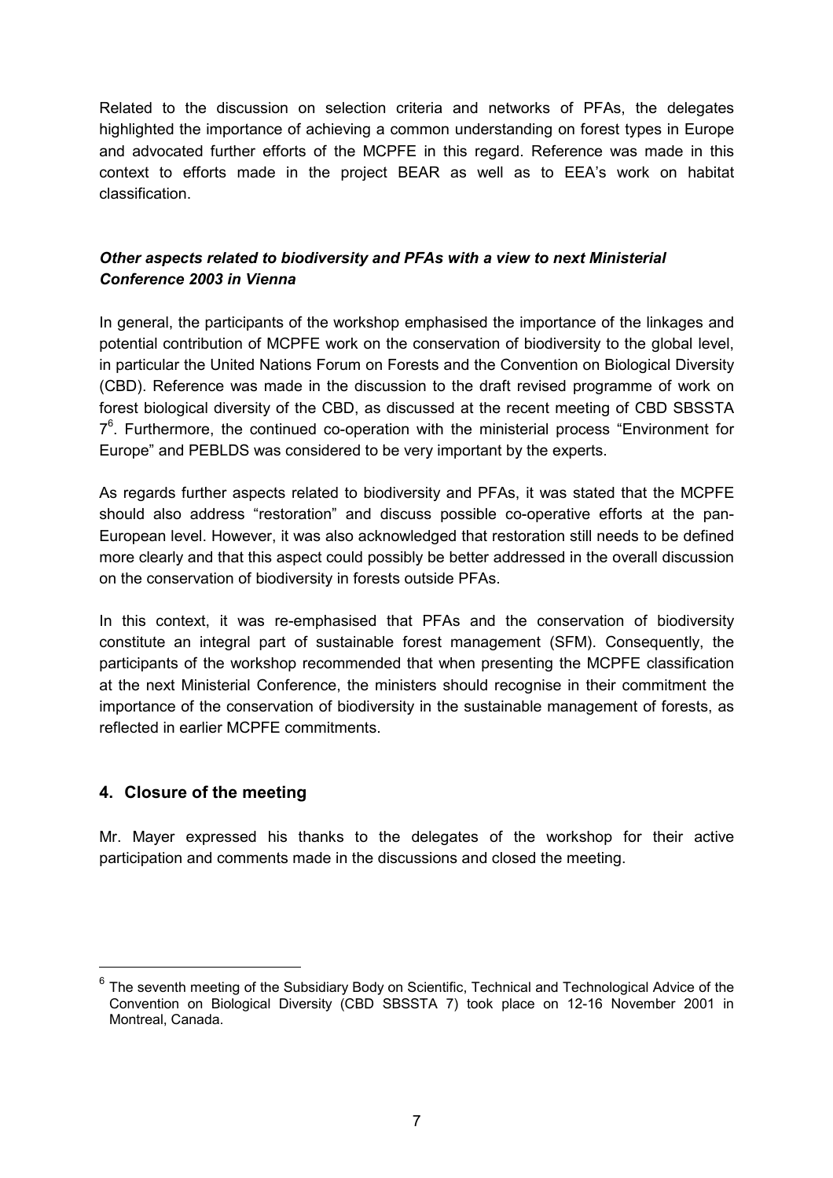Related to the discussion on selection criteria and networks of PFAs, the delegates highlighted the importance of achieving a common understanding on forest types in Europe and advocated further efforts of the MCPFE in this regard. Reference was made in this context to efforts made in the project BEAR as well as to EEA's work on habitat classification.

### *Other aspects related to biodiversity and PFAs with a view to next Ministerial Conference 2003 in Vienna*

In general, the participants of the workshop emphasised the importance of the linkages and potential contribution of MCPFE work on the conservation of biodiversity to the global level, in particular the United Nations Forum on Forests and the Convention on Biological Diversity (CBD). Reference was made in the discussion to the draft revised programme of work on forest biological diversity of the CBD, as discussed at the recent meeting of CBD SBSSTA 7[6]. Furthermore, the continued co-operation with the ministerial process "Environment for Europe" and PEBLDS was considered to be very important by the experts.

As regards further aspects related to biodiversity and PFAs, it was stated that the MCPFE should also address "restoration" and discuss possible co-operative efforts at the pan-European level. However, it was also acknowledged that restoration still needs to be defined more clearly and that this aspect could possibly be better addressed in the overall discussion on the conservation of biodiversity in forests outside PFAs.

In this context, it was re-emphasised that PFAs and the conservation of biodiversity constitute an integral part of sustainable forest management (SFM). Consequently, the participants of the workshop recommended that when presenting the MCPFE classification at the next Ministerial Conference, the ministers should recognise in their commitment the importance of the conservation of biodiversity in the sustainable management of forests, as reflected in earlier MCPFE commitments.

## 4. Closure of the meeting

Mr. Mayer expressed his thanks to the delegates of the workshop for their active participation and comments made in the discussions and closed the meeting.

---

[6] The seventh meeting of the Subsidiary Body on Scientific, Technical and Technological Advice of the Convention on Biological Diversity (CBD SBSSTA 7) took place on 12-16 November 2001 in Montreal, Canada.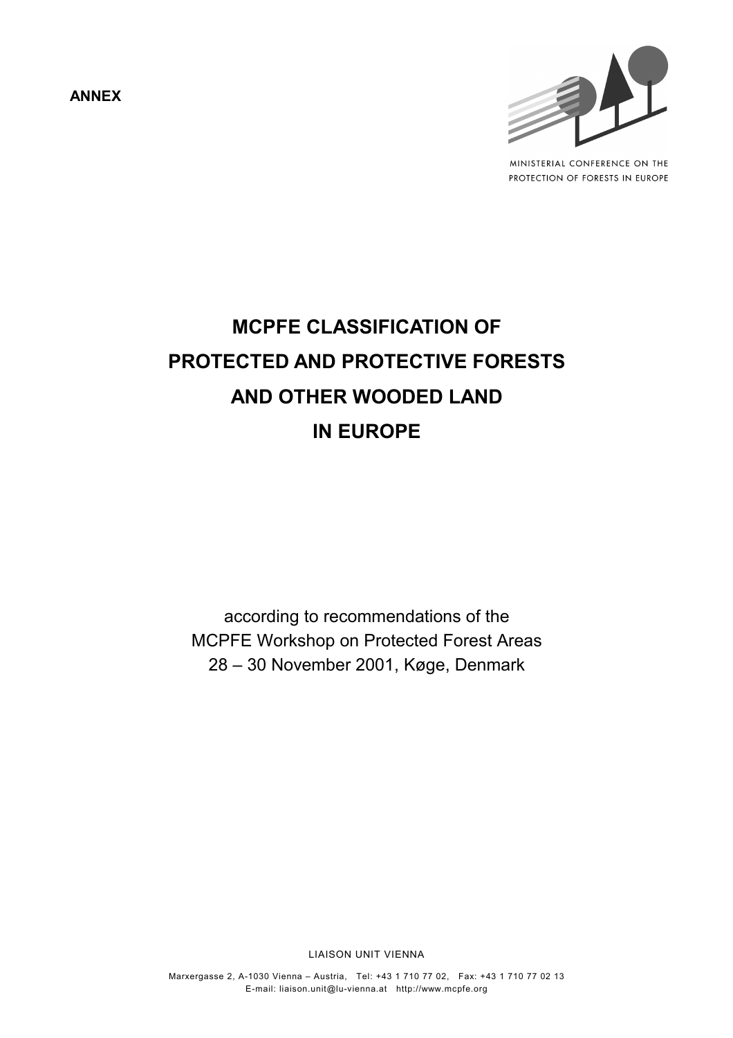**ANNEX**

MINISTERIAL CONFERENCE ON THE PROTECTION OF FORESTS IN EUROPE

# MCPFE CLASSIFICATION OF PROTECTED AND PROTECTIVE FORESTS AND OTHER WOODED LAND IN EUROPE

according to recommendations of the
MCPFE Workshop on Protected Forest Areas
28 – 30 November 2001, Køge, Denmark

LIAISON UNIT VIENNA

Marxergasse 2, A-1030 Vienna – Austria, Tel: +43 1 710 77 02, Fax: +43 1 710 77 02 13
E-mail: liaison.unit@lu-vienna.at http://www.mcpfe.org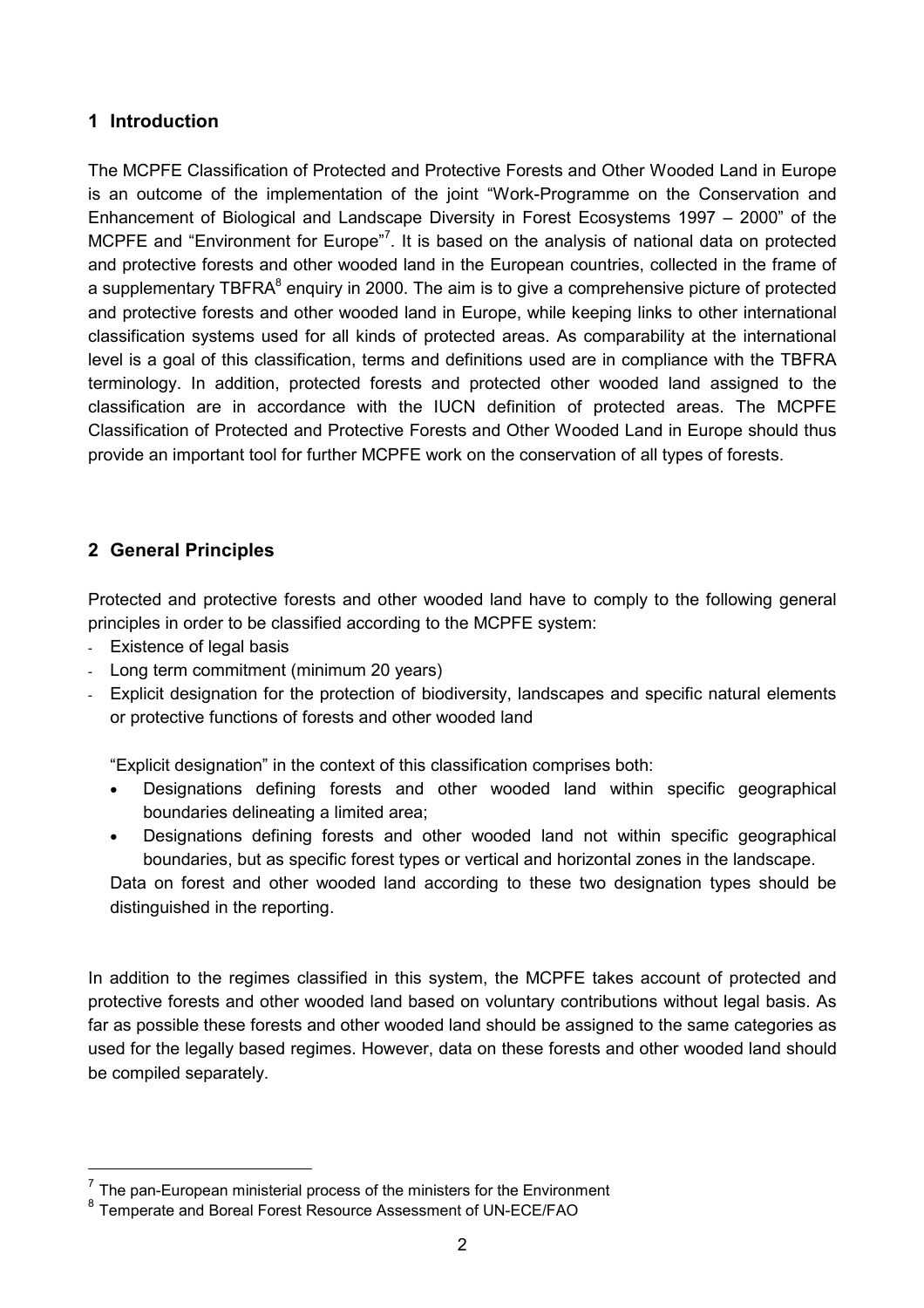## 1 Introduction

The MCPFE Classification of Protected and Protective Forests and Other Wooded Land in Europe is an outcome of the implementation of the joint "Work-Programme on the Conservation and Enhancement of Biological and Landscape Diversity in Forest Ecosystems 1997 – 2000" of the MCPFE and "Environment for Europe"[7]. It is based on the analysis of national data on protected and protective forests and other wooded land in the European countries, collected in the frame of a supplementary TBFRA[8] enquiry in 2000. The aim is to give a comprehensive picture of protected and protective forests and other wooded land in Europe, while keeping links to other international classification systems used for all kinds of protected areas. As comparability at the international level is a goal of this classification, terms and definitions used are in compliance with the TBFRA terminology. In addition, protected forests and protected other wooded land assigned to the classification are in accordance with the IUCN definition of protected areas. The MCPFE Classification of Protected and Protective Forests and Other Wooded Land in Europe should thus provide an important tool for further MCPFE work on the conservation of all types of forests.

## 2 General Principles

Protected and protective forests and other wooded land have to comply to the following general principles in order to be classified according to the MCPFE system:

- Existence of legal basis
- Long term commitment (minimum 20 years)
- Explicit designation for the protection of biodiversity, landscapes and specific natural elements or protective functions of forests and other wooded land

  "Explicit designation" in the context of this classification comprises both:

  - Designations defining forests and other wooded land within specific geographical boundaries delineating a limited area;
  - Designations defining forests and other wooded land not within specific geographical boundaries, but as specific forest types or vertical and horizontal zones in the landscape.

  Data on forest and other wooded land according to these two designation types should be distinguished in the reporting.

In addition to the regimes classified in this system, the MCPFE takes account of protected and protective forests and other wooded land based on voluntary contributions without legal basis. As far as possible these forests and other wooded land should be assigned to the same categories as used for the legally based regimes. However, data on these forests and other wooded land should be compiled separately.

---

[7] The pan-European ministerial process of the ministers for the Environment

[8] Temperate and Boreal Forest Resource Assessment of UN-ECE/FAO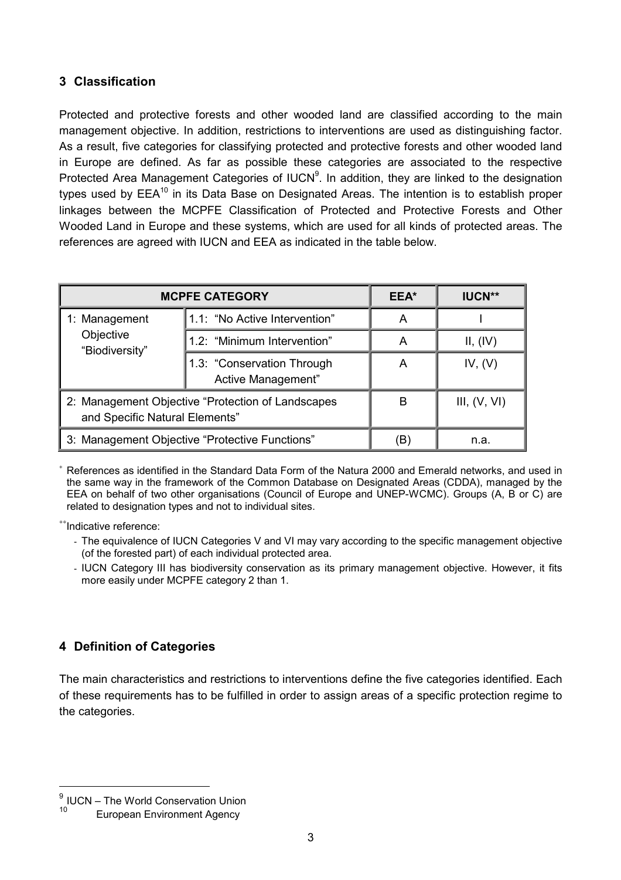## 3 Classification

Protected and protective forests and other wooded land are classified according to the main management objective. In addition, restrictions to interventions are used as distinguishing factor. As a result, five categories for classifying protected and protective forests and other wooded land in Europe are defined. As far as possible these categories are associated to the respective Protected Area Management Categories of IUCN[9]. In addition, they are linked to the designation types used by EEA[10] in its Data Base on Designated Areas. The intention is to establish proper linkages between the MCPFE Classification of Protected and Protective Forests and Other Wooded Land in Europe and these systems, which are used for all kinds of protected areas. The references are agreed with IUCN and EEA as indicated in the table below.

| MCPFE CATEGORY | | EEA* | IUCN** |
|---|---|---|---|
| 1: Management Objective "Biodiversity" | 1.1: "No Active Intervention" | A | I |
| | 1.2: "Minimum Intervention" | A | II, (IV) |
| | 1.3: "Conservation Through Active Management" | A | IV, (V) |
| 2: Management Objective "Protection of Landscapes and Specific Natural Elements" | | B | III, (V, VI) |
| 3: Management Objective "Protective Functions" | | (B) | n.a. |

\* References as identified in the Standard Data Form of the Natura 2000 and Emerald networks, and used in the same way in the framework of the Common Database on Designated Areas (CDDA), managed by the EEA on behalf of two other organisations (Council of Europe and UNEP-WCMC). Groups (A, B or C) are related to designation types and not to individual sites.

\*\*Indicative reference:

- The equivalence of IUCN Categories V and VI may vary according to the specific management objective (of the forested part) of each individual protected area.
- IUCN Category III has biodiversity conservation as its primary management objective. However, it fits more easily under MCPFE category 2 than 1.

## 4 Definition of Categories

The main characteristics and restrictions to interventions define the five categories identified. Each of these requirements has to be fulfilled in order to assign areas of a specific protection regime to the categories.

[9] IUCN – The World Conservation Union

[10] European Environment Agency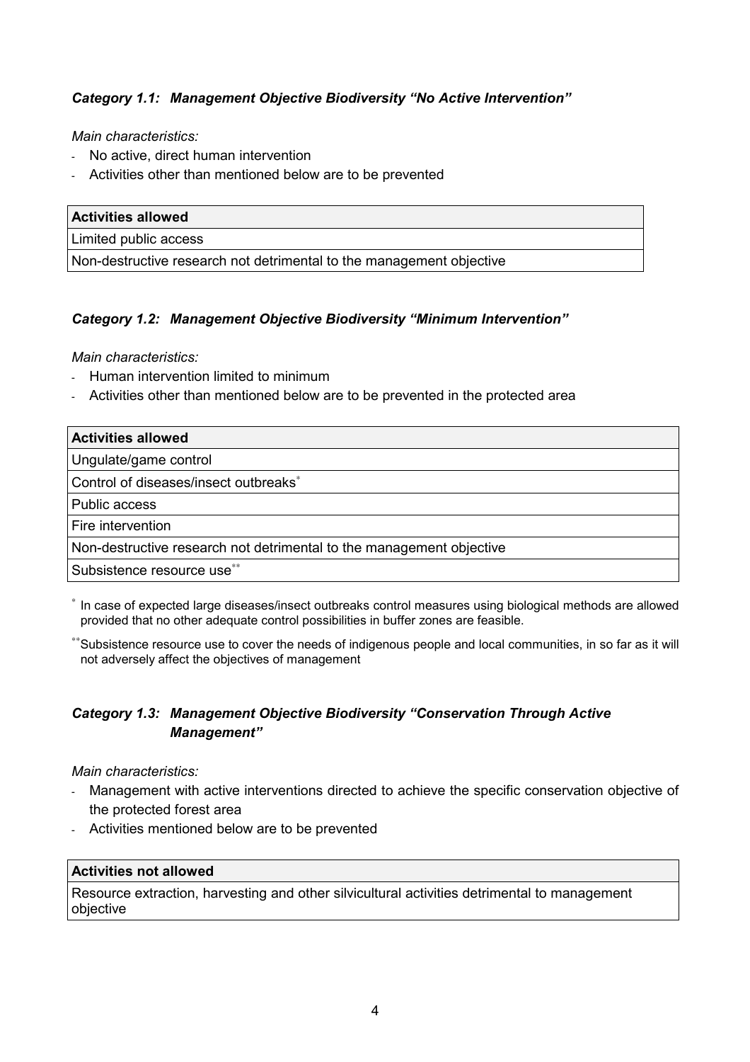### *Category 1.1: Management Objective Biodiversity "No Active Intervention"*

*Main characteristics:*

- No active, direct human intervention
- Activities other than mentioned below are to be prevented

| Activities allowed |
|---|
| Limited public access |
| Non-destructive research not detrimental to the management objective |

### *Category 1.2: Management Objective Biodiversity "Minimum Intervention"*

*Main characteristics:*

- Human intervention limited to minimum
- Activities other than mentioned below are to be prevented in the protected area

| Activities allowed |
|---|
| Ungulate/game control |
| Control of diseases/insect outbreaks* |
| Public access |
| Fire intervention |
| Non-destructive research not detrimental to the management objective |
| Subsistence resource use** |

* In case of expected large diseases/insect outbreaks control measures using biological methods are allowed provided that no other adequate control possibilities in buffer zones are feasible.

**Subsistence resource use to cover the needs of indigenous people and local communities, in so far as it will not adversely affect the objectives of management

### *Category 1.3: Management Objective Biodiversity "Conservation Through Active Management"*

*Main characteristics:*

- Management with active interventions directed to achieve the specific conservation objective of the protected forest area
- Activities mentioned below are to be prevented

| Activities not allowed |
|---|
| Resource extraction, harvesting and other silvicultural activities detrimental to management objective |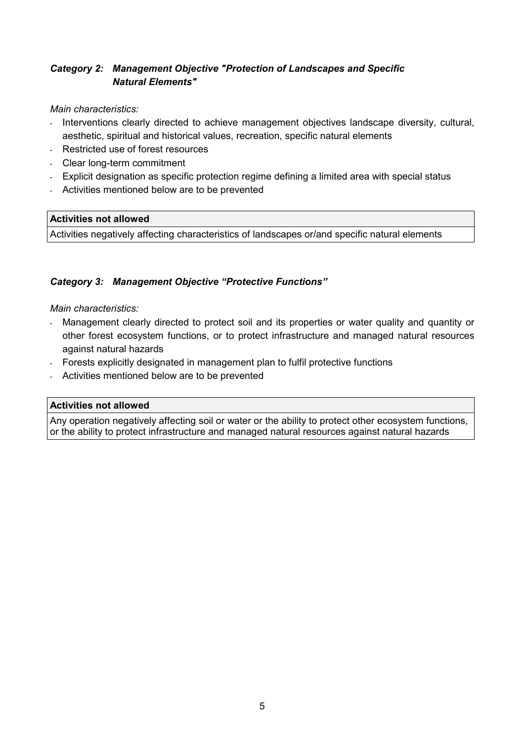### *Category 2: Management Objective "Protection of Landscapes and Specific Natural Elements"*

*Main characteristics:*

- Interventions clearly directed to achieve management objectives landscape diversity, cultural, aesthetic, spiritual and historical values, recreation, specific natural elements
- Restricted use of forest resources
- Clear long-term commitment
- Explicit designation as specific protection regime defining a limited area with special status
- Activities mentioned below are to be prevented

| **Activities not allowed** |
| --- |
| Activities negatively affecting characteristics of landscapes or/and specific natural elements |

### *Category 3: Management Objective "Protective Functions"*

*Main characteristics:*

- Management clearly directed to protect soil and its properties or water quality and quantity or other forest ecosystem functions, or to protect infrastructure and managed natural resources against natural hazards
- Forests explicitly designated in management plan to fulfil protective functions
- Activities mentioned below are to be prevented

| **Activities not allowed** |
| --- |
| Any operation negatively affecting soil or water or the ability to protect other ecosystem functions, or the ability to protect infrastructure and managed natural resources against natural hazards |